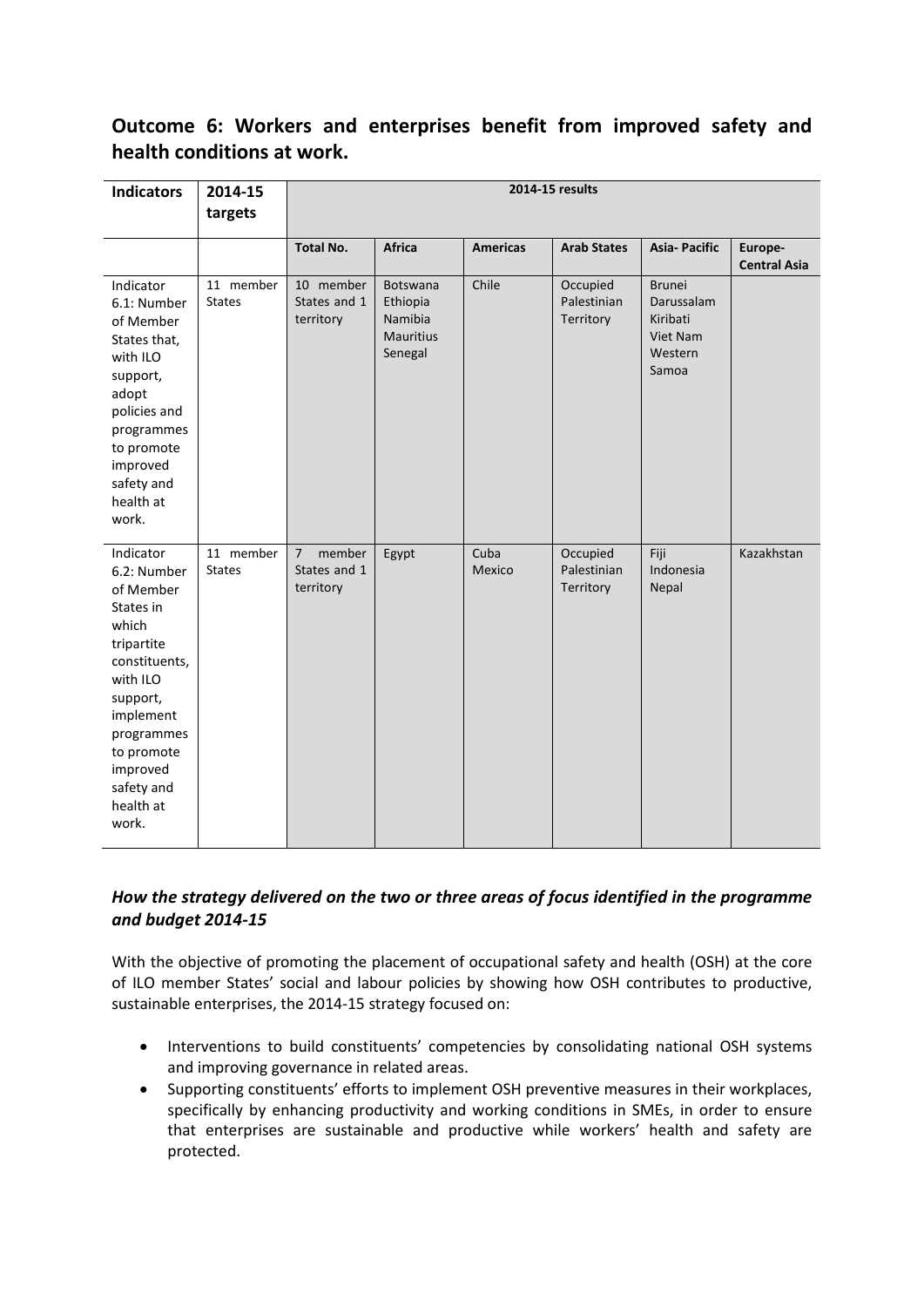## Outcome 6: Workers and enterprises benefit from improved safety and health conditions at work.

| Indicators | 2014-15 targets | 2014-15 results | | | | | |
|---|---|---|---|---|---|---|---|
| | | Total No. | Africa | Americas | Arab States | Asia- Pacific | Europe-Central Asia |
| Indicator 6.1: Number of Member States that, with ILO support, adopt policies and programmes to promote improved safety and health at work. | 11 member States | 10 member States and 1 territory | Botswana<br>Ethiopia<br>Namibia<br>Mauritius<br>Senegal | Chile | Occupied Palestinian Territory | Brunei Darussalam<br>Kiribati<br>Viet Nam<br>Western Samoa | |
| Indicator 6.2: Number of Member States in which tripartite constituents, with ILO support, implement programmes to promote improved safety and health at work. | 11 member States | 7 member States and 1 territory | Egypt | Cuba<br>Mexico | Occupied Palestinian Territory | Fiji<br>Indonesia<br>Nepal | Kazakhstan |

### *How the strategy delivered on the two or three areas of focus identified in the programme and budget 2014-15*

With the objective of promoting the placement of occupational safety and health (OSH) at the core of ILO member States' social and labour policies by showing how OSH contributes to productive, sustainable enterprises, the 2014-15 strategy focused on:

- Interventions to build constituents' competencies by consolidating national OSH systems and improving governance in related areas.
- Supporting constituents' efforts to implement OSH preventive measures in their workplaces, specifically by enhancing productivity and working conditions in SMEs, in order to ensure that enterprises are sustainable and productive while workers' health and safety are protected.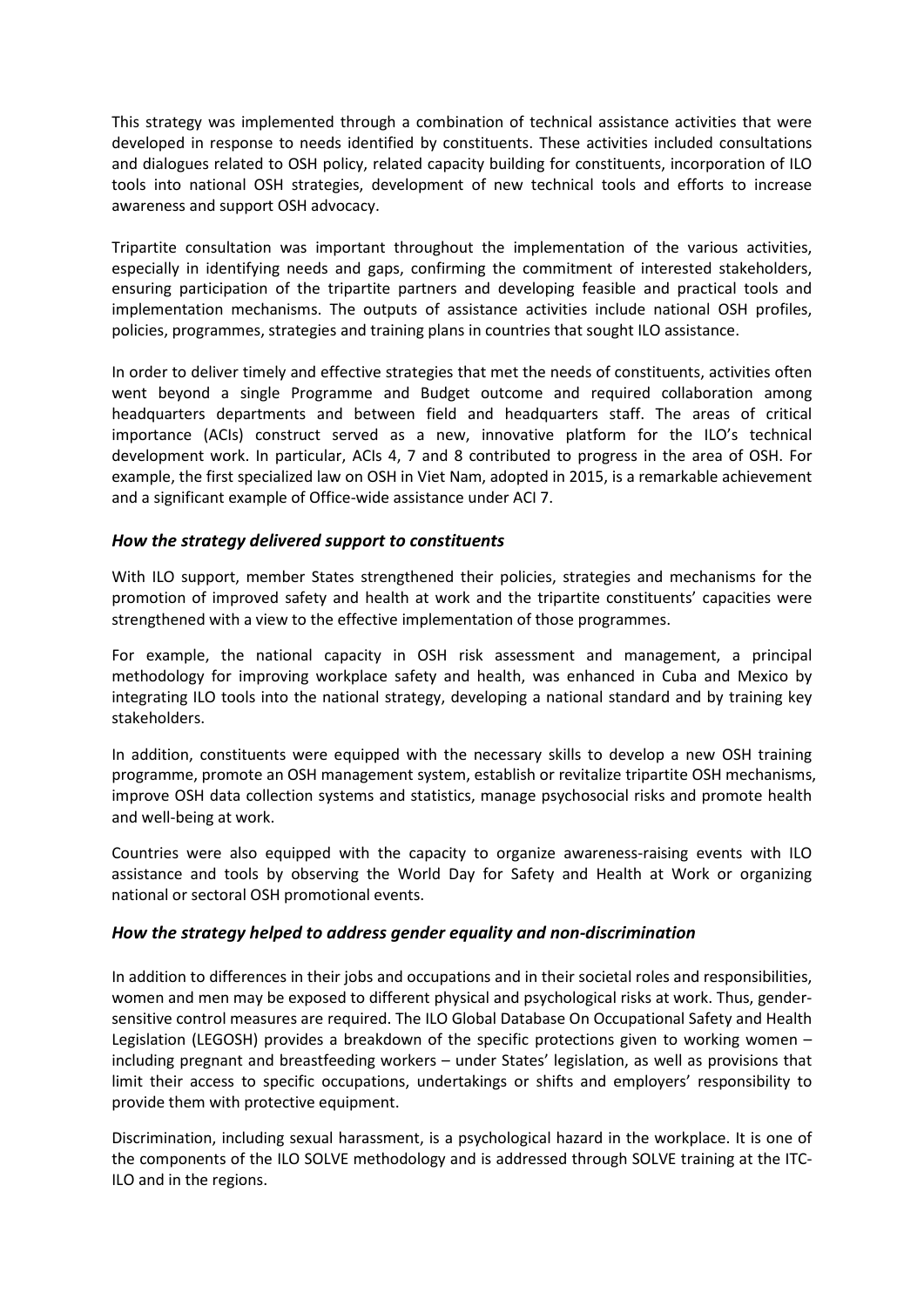This strategy was implemented through a combination of technical assistance activities that were developed in response to needs identified by constituents. These activities included consultations and dialogues related to OSH policy, related capacity building for constituents, incorporation of ILO tools into national OSH strategies, development of new technical tools and efforts to increase awareness and support OSH advocacy.

Tripartite consultation was important throughout the implementation of the various activities, especially in identifying needs and gaps, confirming the commitment of interested stakeholders, ensuring participation of the tripartite partners and developing feasible and practical tools and implementation mechanisms. The outputs of assistance activities include national OSH profiles, policies, programmes, strategies and training plans in countries that sought ILO assistance.

In order to deliver timely and effective strategies that met the needs of constituents, activities often went beyond a single Programme and Budget outcome and required collaboration among headquarters departments and between field and headquarters staff. The areas of critical importance (ACIs) construct served as a new, innovative platform for the ILO's technical development work. In particular, ACIs 4, 7 and 8 contributed to progress in the area of OSH. For example, the first specialized law on OSH in Viet Nam, adopted in 2015, is a remarkable achievement and a significant example of Office-wide assistance under ACI 7.

### *How the strategy delivered support to constituents*

With ILO support, member States strengthened their policies, strategies and mechanisms for the promotion of improved safety and health at work and the tripartite constituents' capacities were strengthened with a view to the effective implementation of those programmes.

For example, the national capacity in OSH risk assessment and management, a principal methodology for improving workplace safety and health, was enhanced in Cuba and Mexico by integrating ILO tools into the national strategy, developing a national standard and by training key stakeholders.

In addition, constituents were equipped with the necessary skills to develop a new OSH training programme, promote an OSH management system, establish or revitalize tripartite OSH mechanisms, improve OSH data collection systems and statistics, manage psychosocial risks and promote health and well-being at work.

Countries were also equipped with the capacity to organize awareness-raising events with ILO assistance and tools by observing the World Day for Safety and Health at Work or organizing national or sectoral OSH promotional events.

### *How the strategy helped to address gender equality and non-discrimination*

In addition to differences in their jobs and occupations and in their societal roles and responsibilities, women and men may be exposed to different physical and psychological risks at work. Thus, gender-sensitive control measures are required. The ILO Global Database On Occupational Safety and Health Legislation (LEGOSH) provides a breakdown of the specific protections given to working women – including pregnant and breastfeeding workers – under States' legislation, as well as provisions that limit their access to specific occupations, undertakings or shifts and employers' responsibility to provide them with protective equipment.

Discrimination, including sexual harassment, is a psychological hazard in the workplace. It is one of the components of the ILO SOLVE methodology and is addressed through SOLVE training at the ITC-ILO and in the regions.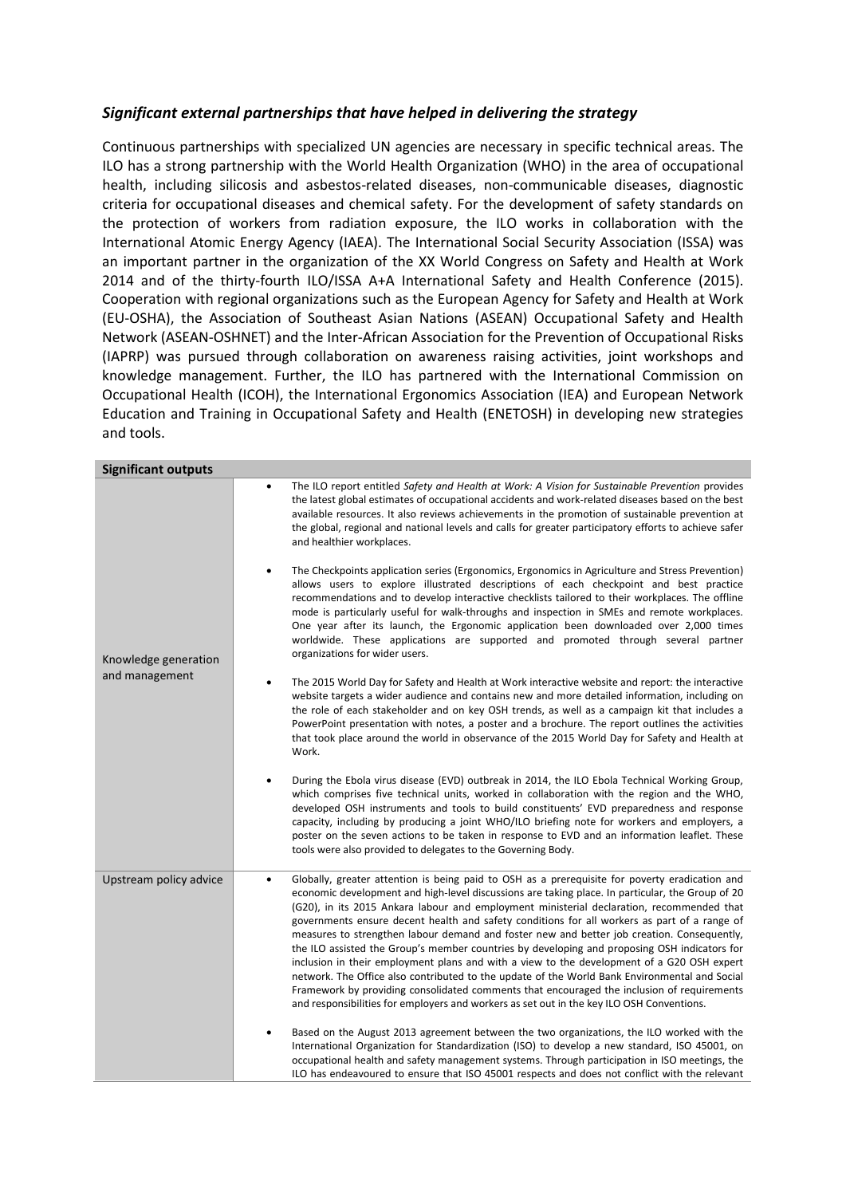### *Significant external partnerships that have helped in delivering the strategy*

Continuous partnerships with specialized UN agencies are necessary in specific technical areas. The ILO has a strong partnership with the World Health Organization (WHO) in the area of occupational health, including silicosis and asbestos-related diseases, non-communicable diseases, diagnostic criteria for occupational diseases and chemical safety. For the development of safety standards on the protection of workers from radiation exposure, the ILO works in collaboration with the International Atomic Energy Agency (IAEA). The International Social Security Association (ISSA) was an important partner in the organization of the XX World Congress on Safety and Health at Work 2014 and of the thirty-fourth ILO/ISSA A+A International Safety and Health Conference (2015). Cooperation with regional organizations such as the European Agency for Safety and Health at Work (EU-OSHA), the Association of Southeast Asian Nations (ASEAN) Occupational Safety and Health Network (ASEAN-OSHNET) and the Inter-African Association for the Prevention of Occupational Risks (IAPRP) was pursued through collaboration on awareness raising activities, joint workshops and knowledge management. Further, the ILO has partnered with the International Commission on Occupational Health (ICOH), the International Ergonomics Association (IEA) and European Network Education and Training in Occupational Safety and Health (ENETOSH) in developing new strategies and tools.

| **Significant outputs** | |
|---|---|
| Knowledge generation and management | • The ILO report entitled *Safety and Health at Work: A Vision for Sustainable Prevention* provides the latest global estimates of occupational accidents and work-related diseases based on the best available resources. It also reviews achievements in the promotion of sustainable prevention at the global, regional and national levels and calls for greater participatory efforts to achieve safer and healthier workplaces.<br><br>• The Checkpoints application series (Ergonomics, Ergonomics in Agriculture and Stress Prevention) allows users to explore illustrated descriptions of each checkpoint and best practice recommendations and to develop interactive checklists tailored to their workplaces. The offline mode is particularly useful for walk-throughs and inspection in SMEs and remote workplaces. One year after its launch, the Ergonomic application been downloaded over 2,000 times worldwide. These applications are supported and promoted through several partner organizations for wider users.<br><br>• The 2015 World Day for Safety and Health at Work interactive website and report: the interactive website targets a wider audience and contains new and more detailed information, including on the role of each stakeholder and on key OSH trends, as well as a campaign kit that includes a PowerPoint presentation with notes, a poster and a brochure. The report outlines the activities that took place around the world in observance of the 2015 World Day for Safety and Health at Work.<br><br>• During the Ebola virus disease (EVD) outbreak in 2014, the ILO Ebola Technical Working Group, which comprises five technical units, worked in collaboration with the region and the WHO, developed OSH instruments and tools to build constituents' EVD preparedness and response capacity, including by producing a joint WHO/ILO briefing note for workers and employers, a poster on the seven actions to be taken in response to EVD and an information leaflet. These tools were also provided to delegates to the Governing Body. |
| Upstream policy advice | • Globally, greater attention is being paid to OSH as a prerequisite for poverty eradication and economic development and high-level discussions are taking place. In particular, the Group of 20 (G20), in its 2015 Ankara labour and employment ministerial declaration, recommended that governments ensure decent health and safety conditions for all workers as part of a range of measures to strengthen labour demand and foster new and better job creation. Consequently, the ILO assisted the Group's member countries by developing and proposing OSH indicators for inclusion in their employment plans and with a view to the development of a G20 OSH expert network. The Office also contributed to the update of the World Bank Environmental and Social Framework by providing consolidated comments that encouraged the inclusion of requirements and responsibilities for employers and workers as set out in the key ILO OSH Conventions.<br><br>• Based on the August 2013 agreement between the two organizations, the ILO worked with the International Organization for Standardization (ISO) to develop a new standard, ISO 45001, on occupational health and safety management systems. Through participation in ISO meetings, the ILO has endeavoured to ensure that ISO 45001 respects and does not conflict with the relevant |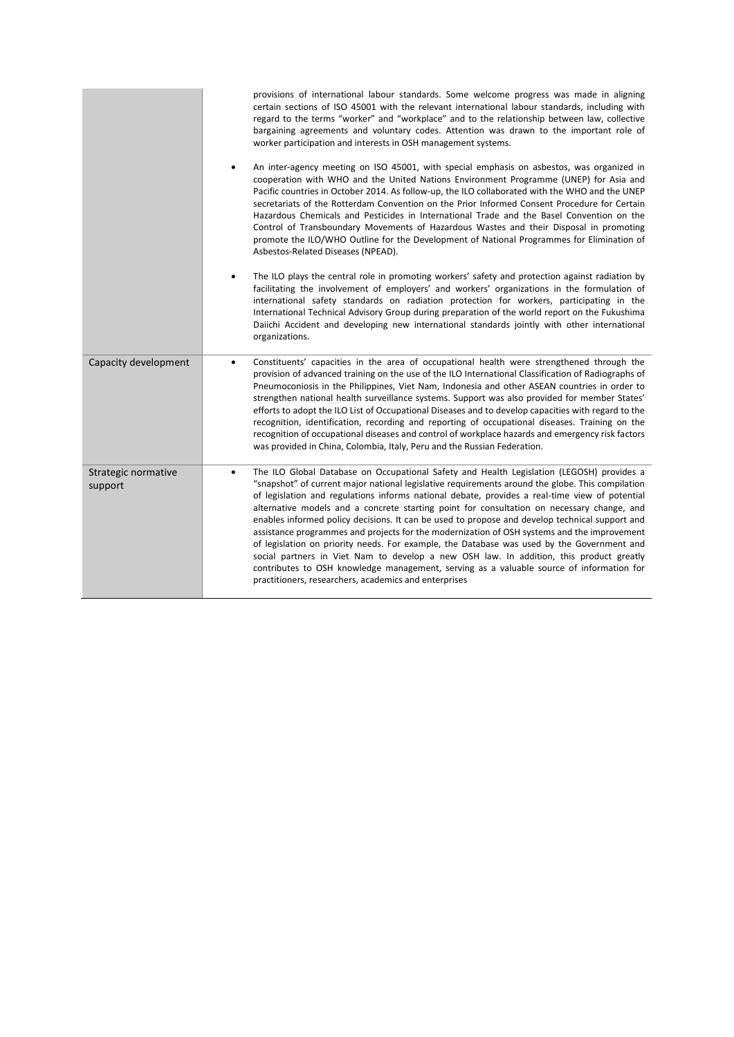| | |
|---|---|
| | provisions of international labour standards. Some welcome progress was made in aligning certain sections of ISO 45001 with the relevant international labour standards, including with regard to the terms "worker" and "workplace" and to the relationship between law, collective bargaining agreements and voluntary codes. Attention was drawn to the important role of worker participation and interests in OSH management systems.<br><br>• An inter-agency meeting on ISO 45001, with special emphasis on asbestos, was organized in cooperation with WHO and the United Nations Environment Programme (UNEP) for Asia and Pacific countries in October 2014. As follow-up, the ILO collaborated with the WHO and the UNEP secretariats of the Rotterdam Convention on the Prior Informed Consent Procedure for Certain Hazardous Chemicals and Pesticides in International Trade and the Basel Convention on the Control of Transboundary Movements of Hazardous Wastes and their Disposal in promoting promote the ILO/WHO Outline for the Development of National Programmes for Elimination of Asbestos-Related Diseases (NPEAD).<br><br>• The ILO plays the central role in promoting workers' safety and protection against radiation by facilitating the involvement of employers' and workers' organizations in the formulation of international safety standards on radiation protection for workers, participating in the International Technical Advisory Group during preparation of the world report on the Fukushima Daiichi Accident and developing new international standards jointly with other international organizations. |
| Capacity development | • Constituents' capacities in the area of occupational health were strengthened through the provision of advanced training on the use of the ILO International Classification of Radiographs of Pneumoconiosis in the Philippines, Viet Nam, Indonesia and other ASEAN countries in order to strengthen national health surveillance systems. Support was also provided for member States' efforts to adopt the ILO List of Occupational Diseases and to develop capacities with regard to the recognition, identification, recording and reporting of occupational diseases. Training on the recognition of occupational diseases and control of workplace hazards and emergency risk factors was provided in China, Colombia, Italy, Peru and the Russian Federation. |
| Strategic normative support | • The ILO Global Database on Occupational Safety and Health Legislation (LEGOSH) provides a "snapshot" of current major national legislative requirements around the globe. This compilation of legislation and regulations informs national debate, provides a real-time view of potential alternative models and a concrete starting point for consultation on necessary change, and enables informed policy decisions. It can be used to propose and develop technical support and assistance programmes and projects for the modernization of OSH systems and the improvement of legislation on priority needs. For example, the Database was used by the Government and social partners in Viet Nam to develop a new OSH law. In addition, this product greatly contributes to OSH knowledge management, serving as a valuable source of information for practitioners, researchers, academics and enterprises |